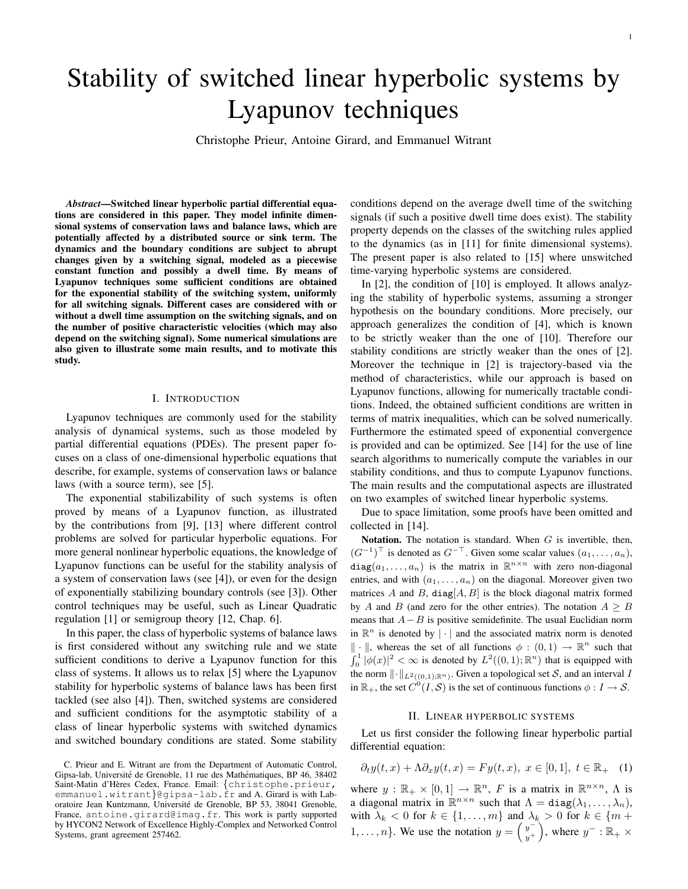# Stability of switched linear hyperbolic systems by Lyapunov techniques

Christophe Prieur, Antoine Girard, and Emmanuel Witrant

***Abstract*—Switched linear hyperbolic partial differential equations are considered in this paper. They model infinite dimensional systems of conservation laws and balance laws, which are potentially affected by a distributed source or sink term. The dynamics and the boundary conditions are subject to abrupt changes given by a switching signal, modeled as a piecewise constant function and possibly a dwell time. By means of Lyapunov techniques some sufficient conditions are obtained for the exponential stability of the switching system, uniformly for all switching signals. Different cases are considered with or without a dwell time assumption on the switching signals, and on the number of positive characteristic velocities (which may also depend on the switching signal). Some numerical simulations are also given to illustrate some main results, and to motivate this study.**

## I. Introduction

Lyapunov techniques are commonly used for the stability analysis of dynamical systems, such as those modeled by partial differential equations (PDEs). The present paper focuses on a class of one-dimensional hyperbolic equations that describe, for example, systems of conservation laws or balance laws (with a source term), see [5].

The exponential stabilizability of such systems is often proved by means of a Lyapunov function, as illustrated by the contributions from [9], [13] where different control problems are solved for particular hyperbolic equations. For more general nonlinear hyperbolic equations, the knowledge of Lyapunov functions can be useful for the stability analysis of a system of conservation laws (see [4]), or even for the design of exponentially stabilizing boundary controls (see [3]). Other control techniques may be useful, such as Linear Quadratic regulation [1] or semigroup theory [12, Chap. 6].

In this paper, the class of hyperbolic systems of balance laws is first considered without any switching rule and we state sufficient conditions to derive a Lyapunov function for this class of systems. It allows us to relax [5] where the Lyapunov stability for hyperbolic systems of balance laws has been first tackled (see also [4]). Then, switched systems are considered and sufficient conditions for the asymptotic stability of a class of linear hyperbolic systems with switched dynamics and switched boundary conditions are stated. Some stability conditions depend on the average dwell time of the switching signals (if such a positive dwell time does exist). The stability property depends on the classes of the switching rules applied to the dynamics (as in [11] for finite dimensional systems). The present paper is also related to [15] where unswitched time-varying hyperbolic systems are considered.

In [2], the condition of [10] is employed. It allows analyzing the stability of hyperbolic systems, assuming a stronger hypothesis on the boundary conditions. More precisely, our approach generalizes the condition of [4], which is known to be strictly weaker than the one of [10]. Therefore our stability conditions are strictly weaker than the ones of [2]. Moreover the technique in [2] is trajectory-based via the method of characteristics, while our approach is based on Lyapunov functions, allowing for numerically tractable conditions. Indeed, the obtained sufficient conditions are written in terms of matrix inequalities, which can be solved numerically. Furthermore the estimated speed of exponential convergence is provided and can be optimized. See [14] for the use of line search algorithms to numerically compute the variables in our stability conditions, and thus to compute Lyapunov functions. The main results and the computational aspects are illustrated on two examples of switched linear hyperbolic systems.

Due to space limitation, some proofs have been omitted and collected in [14].

**Notation.** The notation is standard. When $G$ is invertible, then, $(G^{-1})^\top$ is denoted as $G^{-\top}$. Given some scalar values $(a_1, \dots, a_n)$, $\mathtt{diag}(a_1, \dots, a_n)$ is the matrix in $\mathbb{R}^{n\times n}$ with zero non-diagonal entries, and with $(a_1, \dots, a_n)$ on the diagonal. Moreover given two matrices $A$ and $B$, $\mathtt{diag}[A, B]$ is the block diagonal matrix formed by $A$ and $B$ (and zero for the other entries). The notation $A \geq B$ means that $A - B$ is positive semidefinite. The usual Euclidian norm in $\mathbb{R}^n$ is denoted by $|\cdot|$ and the associated matrix norm is denoted $\|\cdot\|$, whereas the set of all functions $\phi : (0,1) \to \mathbb{R}^n$ such that $\int_0^1 |\phi(x)|^2 < \infty$ is denoted by $L^2((0,1);\mathbb{R}^n)$ that is equipped with the norm $\|\cdot\|_{L^2((0,1);\mathbb{R}^n)}$. Given a topological set $\mathcal{S}$, and an interval $I$ in $\mathbb{R}_+$, the set $C^0(I, \mathcal{S})$ is the set of continuous functions $\phi : I \to \mathcal{S}$.

## II. Linear hyperbolic systems

Let us first consider the following linear hyperbolic partial differential equation:

$$\partial_t y(t,x) + \Lambda \partial_x y(t,x) = F y(t,x),\ x \in [0,1],\ t \in \mathbb{R}_+ \quad (1)$$

where $y : \mathbb{R}_+ \times [0,1] \to \mathbb{R}^n$, $F$ is a matrix in $\mathbb{R}^{n\times n}$, $\Lambda$ is a diagonal matrix in $\mathbb{R}^{n\times n}$ such that $\Lambda = \mathtt{diag}(\lambda_1, \dots, \lambda_n)$, with $\lambda_k < 0$ for $k \in \{1, \dots, m\}$ and $\lambda_k > 0$ for $k \in \{m+1, \dots, n\}$. We use the notation $y = \begin{pmatrix} y^- \\ y^+ \end{pmatrix}$, where $y^- : \mathbb{R}_+ \times$

C. Prieur and E. Witrant are from the Department of Automatic Control, Gipsa-lab, Université de Grenoble, 11 rue des Mathématiques, BP 46, 38402 Saint-Matin d'Hères Cedex, France. Email: {christophe.prieur, emmanuel.witrant}@gipsa-lab.fr and A. Girard is with Laboratoire Jean Kuntzmann, Université de Grenoble, BP 53, 38041 Grenoble, France, antoine.girard@imag.fr. This work is partly supported by HYCON2 Network of Excellence Highly-Complex and Networked Control Systems, grant agreement 257462.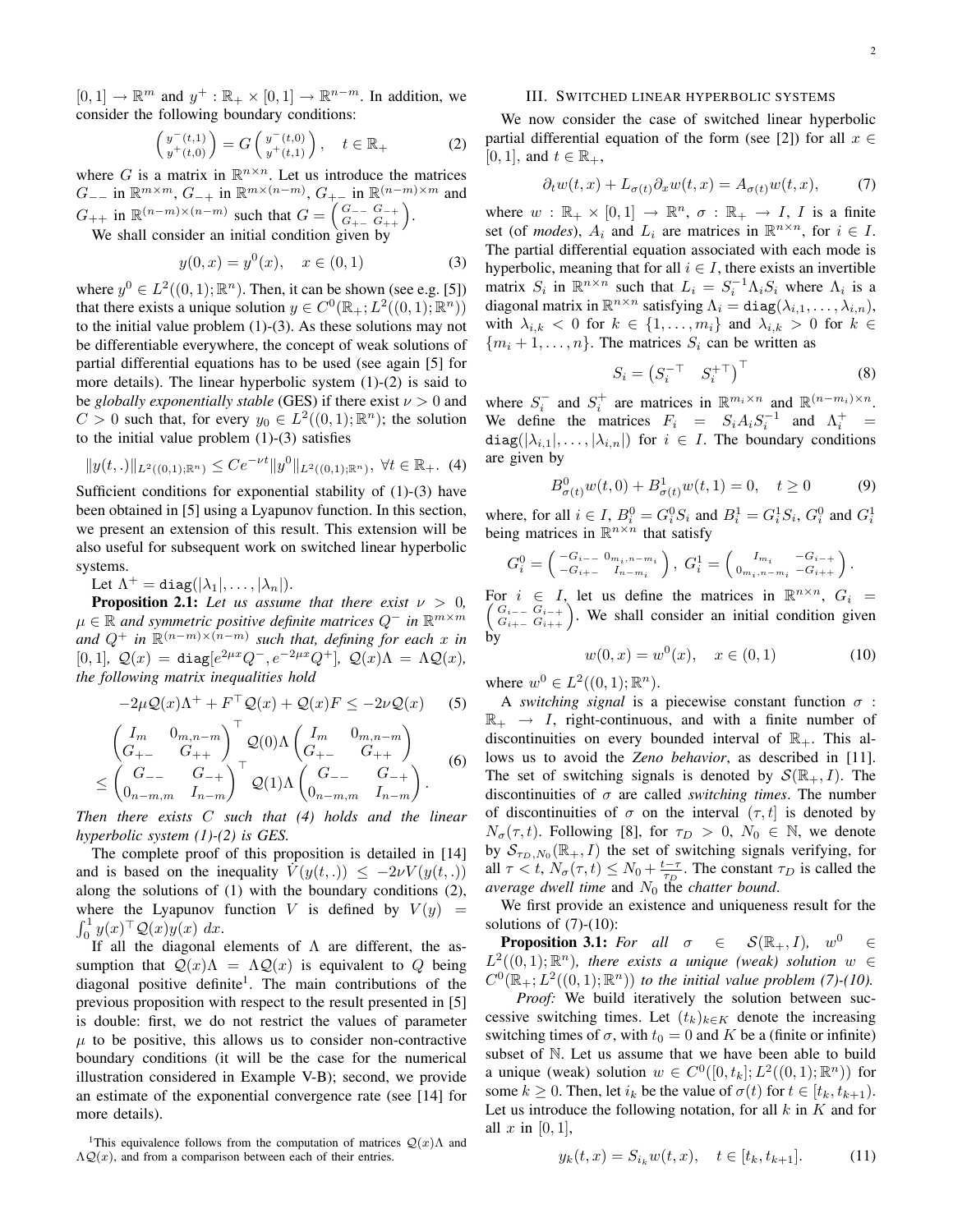$[0,1] \to \mathbb{R}^m$ and $y^+ : \mathbb{R}_+ \times [0,1] \to \mathbb{R}^{n-m}$. In addition, we consider the following boundary conditions:

$$\begin{pmatrix} y^-(t,1) \\ y^+(t,0) \end{pmatrix} = G \begin{pmatrix} y^-(t,0) \\ y^+(t,1) \end{pmatrix}, \quad t \in \mathbb{R}_+ \tag{2}$$

where $G$ is a matrix in $\mathbb{R}^{n\times n}$. Let us introduce the matrices $G_{--}$ in $\mathbb{R}^{m\times m}$, $G_{-+}$ in $\mathbb{R}^{m\times(n-m)}$, $G_{+-}$ in $\mathbb{R}^{(n-m)\times m}$ and $G_{++}$ in $\mathbb{R}^{(n-m)\times(n-m)}$ such that $G = \begin{pmatrix} G_{--} & G_{-+} \\ G_{+-} & G_{++} \end{pmatrix}$.

We shall consider an initial condition given by

$$y(0,x) = y^0(x), \quad x \in (0,1) \tag{3}$$

where $y^0 \in L^2((0,1);\mathbb{R}^n)$. Then, it can be shown (see e.g. [5]) that there exists a unique solution $y \in C^0(\mathbb{R}_+; L^2((0,1);\mathbb{R}^n))$ to the initial value problem (1)-(3). As these solutions may not be differentiable everywhere, the concept of weak solutions of partial differential equations has to be used (see again [5] for more details). The linear hyperbolic system (1)-(2) is said to be *globally exponentially stable* (GES) if there exist $\nu > 0$ and $C > 0$ such that, for every $y_0 \in L^2((0,1);\mathbb{R}^n)$; the solution to the initial value problem (1)-(3) satisfies

$$\|y(t,.)\|_{L^2((0,1);\mathbb{R}^n)} \le Ce^{-\nu t}\|y^0\|_{L^2((0,1);\mathbb{R}^n)}, \ \forall t \in \mathbb{R}_+. \tag{4}$$

Sufficient conditions for exponential stability of (1)-(3) have been obtained in [5] using a Lyapunov function. In this section, we present an extension of this result. This extension will be also useful for subsequent work on switched linear hyperbolic systems.

Let $\Lambda^+ = \mathtt{diag}(|\lambda_1|, \ldots, |\lambda_n|)$.

**Proposition 2.1:** *Let us assume that there exist $\nu > 0$, $\mu \in \mathbb{R}$ and symmetric positive definite matrices $Q^-$ in $\mathbb{R}^{m\times m}$ and $Q^+$ in $\mathbb{R}^{(n-m)\times(n-m)}$ such that, defining for each $x$ in $[0,1]$, $\mathcal{Q}(x) = \mathtt{diag}[e^{2\mu x}Q^-, e^{-2\mu x}Q^+]$, $\mathcal{Q}(x)\Lambda = \Lambda\mathcal{Q}(x)$, the following matrix inequalities hold*

$$-2\mu\mathcal{Q}(x)\Lambda^+ + F^\top\mathcal{Q}(x) + \mathcal{Q}(x)F \le -2\nu\mathcal{Q}(x) \tag{5}$$

$$\begin{aligned} &\begin{pmatrix} I_m & 0_{m,n-m} \\ G_{+-} & G_{++} \end{pmatrix}^\top \mathcal{Q}(0)\Lambda \begin{pmatrix} I_m & 0_{m,n-m} \\ G_{+-} & G_{++} \end{pmatrix} \\ &\le \begin{pmatrix} G_{--} & G_{-+} \\ 0_{n-m,m} & I_{n-m} \end{pmatrix}^\top \mathcal{Q}(1)\Lambda \begin{pmatrix} G_{--} & G_{-+} \\ 0_{n-m,m} & I_{n-m} \end{pmatrix}. \end{aligned} \tag{6}$$

*Then there exists $C$ such that (4) holds and the linear hyperbolic system (1)-(2) is GES.*

The complete proof of this proposition is detailed in [14] and is based on the inequality $\dot{V}(y(t,.)) \le -2\nu V(y(t,.))$ along the solutions of (1) with the boundary conditions (2), where the Lyapunov function $V$ is defined by $V(y) = \int_0^1 y(x)^\top \mathcal{Q}(x) y(x)\, dx$.

If all the diagonal elements of $\Lambda$ are different, the assumption that $\mathcal{Q}(x)\Lambda = \Lambda\mathcal{Q}(x)$ is equivalent to $Q$ being diagonal positive definite[1]. The main contributions of the previous proposition with respect to the result presented in [5] is double: first, we do not restrict the values of parameter $\mu$ to be positive, this allows us to consider non-contractive boundary conditions (it will be the case for the numerical illustration considered in Example V-B); second, we provide an estimate of the exponential convergence rate (see [14] for more details).

[1]This equivalence follows from the computation of matrices $\mathcal{Q}(x)\Lambda$ and $\Lambda\mathcal{Q}(x)$, and from a comparison between each of their entries.

## III. Switched linear hyperbolic systems

We now consider the case of switched linear hyperbolic partial differential equation of the form (see [2]) for all $x \in [0,1]$, and $t \in \mathbb{R}_+$,

$$\partial_t w(t,x) + L_{\sigma(t)}\partial_x w(t,x) = A_{\sigma(t)} w(t,x), \tag{7}$$

where $w : \mathbb{R}_+ \times [0,1] \to \mathbb{R}^n$, $\sigma : \mathbb{R}_+ \to I$, $I$ is a finite set (of *modes*), $A_i$ and $L_i$ are matrices in $\mathbb{R}^{n\times n}$, for $i \in I$. The partial differential equation associated with each mode is hyperbolic, meaning that for all $i \in I$, there exists an invertible matrix $S_i$ in $\mathbb{R}^{n\times n}$ such that $L_i = S_i^{-1}\Lambda_i S_i$ where $\Lambda_i$ is a diagonal matrix in $\mathbb{R}^{n\times n}$ satisfying $\Lambda_i = \mathtt{diag}(\lambda_{i,1}, \ldots, \lambda_{i,n})$, with $\lambda_{i,k} < 0$ for $k \in \{1, \ldots, m_i\}$ and $\lambda_{i,k} > 0$ for $k \in \{m_i+1, \ldots, n\}$. The matrices $S_i$ can be written as

$$S_i = \begin{pmatrix} S_i^{-\top} & S_i^{+\top} \end{pmatrix}^\top \tag{8}$$

where $S_i^-$ and $S_i^+$ are matrices in $\mathbb{R}^{m_i\times n}$ and $\mathbb{R}^{(n-m_i)\times n}$. We define the matrices $F_i = S_i A_i S_i^{-1}$ and $\Lambda_i^+ = \mathtt{diag}(|\lambda_{i,1}|, \ldots, |\lambda_{i,n}|)$ for $i \in I$. The boundary conditions are given by

$$B^0_{\sigma(t)} w(t,0) + B^1_{\sigma(t)} w(t,1) = 0, \quad t \ge 0 \tag{9}$$

where, for all $i \in I$, $B_i^0 = G_i^0 S_i$ and $B_i^1 = G_i^1 S_i$, $G_i^0$ and $G_i^1$ being matrices in $\mathbb{R}^{n\times n}$ that satisfy

$$G_i^0 = \begin{pmatrix} -G_{i--} & 0_{m_i,n-m_i} \\ -G_{i+-} & I_{n-m_i} \end{pmatrix}, \ G_i^1 = \begin{pmatrix} I_{m_i} & -G_{i-+} \\ 0_{m_i,n-m_i} & -G_{i++} \end{pmatrix}.$$

For $i \in I$, let us define the matrices in $\mathbb{R}^{n\times n}$, $G_i = \begin{pmatrix} G_{i--} & G_{i-+} \\ G_{i+-} & G_{i++} \end{pmatrix}$. We shall consider an initial condition given by

$$w(0,x) = w^0(x), \quad x \in (0,1) \tag{10}$$

where $w^0 \in L^2((0,1);\mathbb{R}^n)$.

A *switching signal* is a piecewise constant function $\sigma : \mathbb{R}_+ \to I$, right-continuous, and with a finite number of discontinuities on every bounded interval of $\mathbb{R}_+$. This allows us to avoid the *Zeno behavior*, as described in [11]. The set of switching signals is denoted by $\mathcal{S}(\mathbb{R}_+, I)$. The discontinuities of $\sigma$ are called *switching times*. The number of discontinuities of $\sigma$ on the interval $(\tau, t]$ is denoted by $N_\sigma(\tau, t)$. Following [8], for $\tau_D > 0$, $N_0 \in \mathbb{N}$, we denote by $\mathcal{S}_{\tau_D,N_0}(\mathbb{R}_+, I)$ the set of switching signals verifying, for all $\tau < t$, $N_\sigma(\tau,t) \le N_0 + \frac{t-\tau}{\tau_D}$. The constant $\tau_D$ is called the *average dwell time* and $N_0$ the *chatter bound*.

We first provide an existence and uniqueness result for the solutions of (7)-(10):

**Proposition 3.1:** *For all $\sigma \in \mathcal{S}(\mathbb{R}_+, I)$, $w^0 \in L^2((0,1);\mathbb{R}^n)$, there exists a unique (weak) solution $w \in C^0(\mathbb{R}_+; L^2((0,1);\mathbb{R}^n))$ to the initial value problem (7)-(10).*

*Proof:* We build iteratively the solution between successive switching times. Let $(t_k)_{k\in K}$ denote the increasing switching times of $\sigma$, with $t_0 = 0$ and $K$ be a (finite or infinite) subset of $\mathbb{N}$. Let us assume that we have been able to build a unique (weak) solution $w \in C^0([0,t_k]; L^2((0,1);\mathbb{R}^n))$ for some $k \ge 0$. Then, let $i_k$ be the value of $\sigma(t)$ for $t \in [t_k, t_{k+1})$. Let us introduce the following notation, for all $k$ in $K$ and for all $x$ in $[0,1]$,

$$y_k(t,x) = S_{i_k} w(t,x), \quad t \in [t_k, t_{k+1}]. \tag{11}$$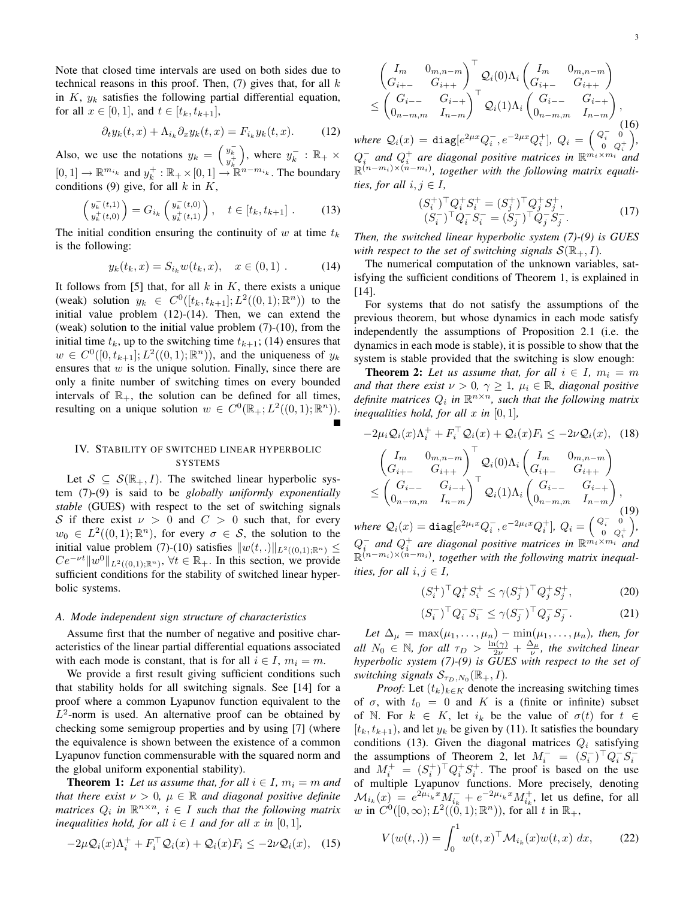Note that closed time intervals are used on both sides due to technical reasons in this proof. Then, (7) gives that, for all $k$ in $K$, $y_k$ satisfies the following partial differential equation, for all $x \in [0,1]$, and $t \in [t_k, t_{k+1}]$,

$$\partial_t y_k(t,x) + \Lambda_{i_k} \partial_x y_k(t,x) = F_{i_k} y_k(t,x). \tag{12}$$

Also, we use the notations $y_k = \begin{pmatrix} y_k^- \\ y_k^+ \end{pmatrix}$, where $y_k^- : \mathbb{R}_+ \times [0,1] \to \mathbb{R}^{m_{i_k}}$ and $y_k^+ : \mathbb{R}_+ \times [0,1] \to \mathbb{R}^{n-m_{i_k}}$. The boundary conditions (9) give, for all $k$ in $K$,

$$\begin{pmatrix} y_k^-(t,1) \\ y_k^+(t,0) \end{pmatrix} = G_{i_k} \begin{pmatrix} y_k^-(t,0) \\ y_k^+(t,1) \end{pmatrix}, \quad t \in [t_k, t_{k+1}] \,. \tag{13}$$

The initial condition ensuring the continuity of $w$ at time $t_k$ is the following:

$$y_k(t_k, x) = S_{i_k} w(t_k, x), \quad x \in (0,1) \,. \tag{14}$$

It follows from [5] that, for all $k$ in $K$, there exists a unique (weak) solution $y_k \in C^0([t_k, t_{k+1}]; L^2((0,1); \mathbb{R}^n))$ to the initial value problem (12)-(14). Then, we can extend the (weak) solution to the initial value problem (7)-(10), from the initial time $t_k$, up to the switching time $t_{k+1}$; (14) ensures that $w \in C^0([0, t_{k+1}]; L^2((0,1); \mathbb{R}^n))$, and the uniqueness of $y_k$ ensures that $w$ is the unique solution. Finally, since there are only a finite number of switching times on every bounded intervals of $\mathbb{R}_+$, the solution can be defined for all times, resulting on a unique solution $w \in C^0(\mathbb{R}_+; L^2((0,1); \mathbb{R}^n))$. ∎

## IV. Stability of switched linear hyperbolic systems

Let $\mathcal{S} \subseteq \mathcal{S}(\mathbb{R}_+, I)$. The switched linear hyperbolic system (7)-(9) is said to be *globally uniformly exponentially stable* (GUES) with respect to the set of switching signals $\mathcal{S}$ if there exist $\nu > 0$ and $C > 0$ such that, for every $w_0 \in L^2((0,1); \mathbb{R}^n)$, for every $\sigma \in \mathcal{S}$, the solution to the initial value problem (7)-(10) satisfies $\|w(t,.)\|_{L^2((0,1);\mathbb{R}^n)} \leq Ce^{-\nu t}\|w^0\|_{L^2((0,1);\mathbb{R}^n)}$, $\forall t \in \mathbb{R}_+$. In this section, we provide sufficient conditions for the stability of switched linear hyperbolic systems.

### A. Mode independent sign structure of characteristics

Assume first that the number of negative and positive characteristics of the linear partial differential equations associated with each mode is constant, that is for all $i \in I$, $m_i = m$.

We provide a first result giving sufficient conditions such that stability holds for all switching signals. See [14] for a proof where a common Lyapunov function equivalent to the $L^2$-norm is used. An alternative proof can be obtained by checking some semigroup properties and by using [7] (where the equivalence is shown between the existence of a common Lyapunov function commensurable with the squared norm and the global uniform exponential stability).

**Theorem 1:** *Let us assume that, for all $i \in I$, $m_i = m$ and that there exist $\nu > 0$, $\mu \in \mathbb{R}$ and diagonal positive definite matrices $Q_i$ in $\mathbb{R}^{n\times n}$, $i \in I$ such that the following matrix inequalities hold, for all $i \in I$ and for all $x$ in $[0,1]$,*

$$-2\mu \mathcal{Q}_i(x)\Lambda_i^+ + F_i^\top \mathcal{Q}_i(x) + \mathcal{Q}_i(x) F_i \leq -2\nu \mathcal{Q}_i(x), \tag{15}$$

$$\begin{pmatrix} I_m & 0_{m,n-m} \\ G_{i+-} & G_{i++} \end{pmatrix}^\top \mathcal{Q}_i(0)\Lambda_i \begin{pmatrix} I_m & 0_{m,n-m} \\ G_{i+-} & G_{i++} \end{pmatrix} \leq \begin{pmatrix} G_{i--} & G_{i-+} \\ 0_{n-m,m} & I_{n-m} \end{pmatrix}^\top \mathcal{Q}_i(1)\Lambda_i \begin{pmatrix} G_{i--} & G_{i-+} \\ 0_{n-m,m} & I_{n-m} \end{pmatrix}, \tag{16}$$

*where $\mathcal{Q}_i(x) = \mathtt{diag}[e^{2\mu x}Q_i^-, e^{-2\mu x}Q_i^+]$, $Q_i = \begin{pmatrix} Q_i^- & 0 \\ 0 & Q_i^+ \end{pmatrix}$, $Q_i^-$ and $Q_i^+$ are diagonal positive matrices in $\mathbb{R}^{m_i\times m_i}$ and $\mathbb{R}^{(n-m_i)\times(n-m_i)}$, together with the following matrix equalities, for all $i, j \in I$,*

$$\begin{aligned} (S_i^+)^\top Q_i^+ S_i^+ &= (S_j^+)^\top Q_j^+ S_j^+, \\ (S_i^-)^\top Q_i^- S_i^- &= (S_j^-)^\top Q_j^- S_j^-. \end{aligned} \tag{17}$$

*Then, the switched linear hyperbolic system (7)-(9) is GUES with respect to the set of switching signals $\mathcal{S}(\mathbb{R}_+, I)$.*

The numerical computation of the unknown variables, satisfying the sufficient conditions of Theorem 1, is explained in [14].

For systems that do not satisfy the assumptions of the previous theorem, but whose dynamics in each mode satisfy independently the assumptions of Proposition 2.1 (i.e. the dynamics in each mode is stable), it is possible to show that the system is stable provided that the switching is slow enough:

**Theorem 2:** *Let us assume that, for all $i \in I$, $m_i = m$ and that there exist $\nu > 0$, $\gamma \geq 1$, $\mu_i \in \mathbb{R}$, diagonal positive definite matrices $Q_i$ in $\mathbb{R}^{n\times n}$, such that the following matrix inequalities hold, for all $x$ in $[0,1]$,*

$$-2\mu_i \mathcal{Q}_i(x)\Lambda_i^+ + F_i^\top \mathcal{Q}_i(x) + \mathcal{Q}_i(x) F_i \leq -2\nu \mathcal{Q}_i(x), \tag{18}$$

$$\begin{pmatrix} I_m & 0_{m,n-m} \\ G_{i+-} & G_{i++} \end{pmatrix}^\top \mathcal{Q}_i(0)\Lambda_i \begin{pmatrix} I_m & 0_{m,n-m} \\ G_{i+-} & G_{i++} \end{pmatrix} \leq \begin{pmatrix} G_{i--} & G_{i-+} \\ 0_{n-m,m} & I_{n-m} \end{pmatrix}^\top \mathcal{Q}_i(1)\Lambda_i \begin{pmatrix} G_{i--} & G_{i-+} \\ 0_{n-m,m} & I_{n-m} \end{pmatrix}, \tag{19}$$

*where $\mathcal{Q}_i(x) = \mathtt{diag}[e^{2\mu_i x}Q_i^-, e^{-2\mu_i x}Q_i^+]$, $Q_i = \begin{pmatrix} Q_i^- & 0 \\ 0 & Q_i^+ \end{pmatrix}$, $Q_i^-$ and $Q_i^+$ are diagonal positive matrices in $\mathbb{R}^{m_i\times m_i}$ and $\mathbb{R}^{(n-m_i)\times(n-m_i)}$, together with the following matrix inequalities, for all $i, j \in I$,*

$$(S_i^+)^\top Q_i^+ S_i^+ \leq \gamma (S_j^+)^\top Q_j^+ S_j^+, \tag{20}$$

$$(S_i^-)^\top Q_i^- S_i^- \leq \gamma (S_j^-)^\top Q_j^- S_j^-. \tag{21}$$

*Let $\Delta_\mu = \max(\mu_1, \ldots, \mu_n) - \min(\mu_1, \ldots, \mu_n)$, then, for all $N_0 \in \mathbb{N}$, for all $\tau_D > \frac{\ln(\gamma)}{2\nu} + \frac{\Delta_\mu}{\nu}$, the switched linear hyperbolic system (7)-(9) is GUES with respect to the set of switching signals $\mathcal{S}_{\tau_D, N_0}(\mathbb{R}_+, I)$.*

*Proof:* Let $(t_k)_{k\in K}$ denote the increasing switching times of $\sigma$, with $t_0 = 0$ and $K$ is a (finite or infinite) subset of $\mathbb{N}$. For $k \in K$, let $i_k$ be the value of $\sigma(t)$ for $t \in [t_k, t_{k+1})$, and let $y_k$ be given by (11). It satisfies the boundary conditions (13). Given the diagonal matrices $Q_i$ satisfying the assumptions of Theorem 2, let $M_i^- = (S_i^-)^\top Q_i^- S_i^-$ and $M_i^+ = (S_i^+)^\top Q_i^+ S_i^+$. The proof is based on the use of multiple Lyapunov functions. More precisely, denoting $\mathcal{M}_{i_k}(x) = e^{2\mu_{i_k} x} M_{i_k}^- + e^{-2\mu_{i_k} x} M_{i_k}^+$, let us define, for all $w$ in $C^0([0,\infty); L^2((0,1); \mathbb{R}^n))$, for all $t$ in $\mathbb{R}_+$,

$$V(w(t,.)) = \int_0^1 w(t,x)^\top \mathcal{M}_{i_k}(x) w(t,x)\, dx, \tag{22}$$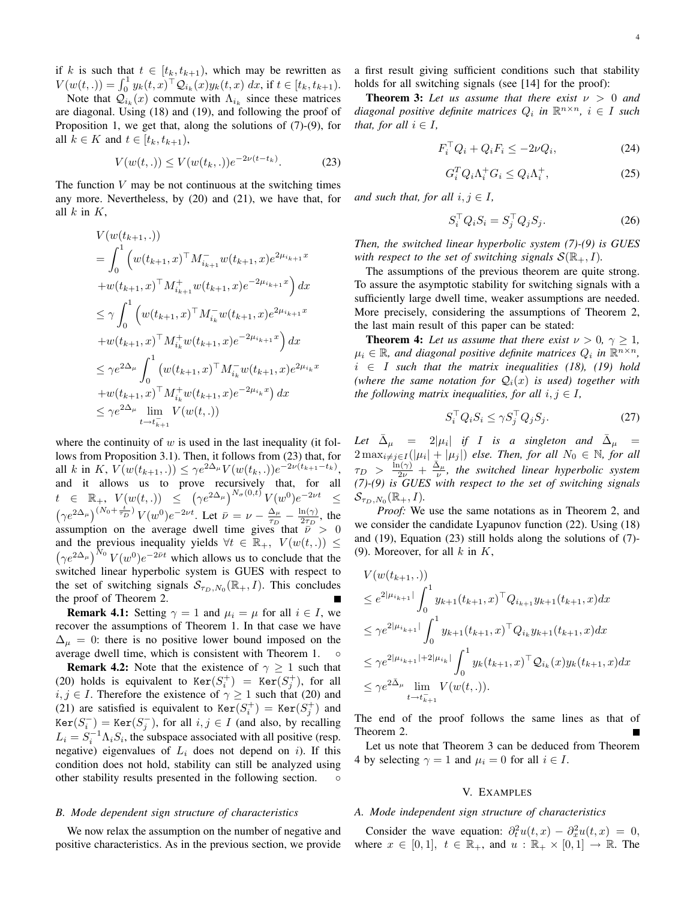if $k$ is such that $t \in [t_k, t_{k+1})$, which may be rewritten as $V(w(t,.)) = \int_0^1 y_k(t,x)^\top \mathcal{Q}_{i_k}(x) y_k(t,x)\, dx$, if $t \in [t_k, t_{k+1})$.

Note that $\mathcal{Q}_{i_k}(x)$ commute with $\Lambda_{i_k}$ since these matrices are diagonal. Using (18) and (19), and following the proof of Proposition 1, we get that, along the solutions of (7)-(9), for all $k \in K$ and $t \in [t_k, t_{k+1})$,

$$V(w(t,.)) \leq V(w(t_k,.)) e^{-2\nu(t-t_k)}. \tag{23}$$

The function $V$ may be not continuous at the switching times any more. Nevertheless, by (20) and (21), we have that, for all $k$ in $K$,

$$\begin{aligned}
&V(w(t_{k+1},.)) \\
&= \int_0^1 \Big( w(t_{k+1},x)^\top M^-_{i_{k+1}} w(t_{k+1},x) e^{2\mu_{i_{k+1}} x} \\
&\quad + w(t_{k+1},x)^\top M^+_{i_{k+1}} w(t_{k+1},x) e^{-2\mu_{i_{k+1}} x} \Big)\, dx \\
&\leq \gamma \int_0^1 \Big( w(t_{k+1},x)^\top M^-_{i_k} w(t_{k+1},x) e^{2\mu_{i_{k+1}} x} \\
&\quad + w(t_{k+1},x)^\top M^+_{i_k} w(t_{k+1},x) e^{-2\mu_{i_{k+1}} x} \Big)\, dx \\
&\leq \gamma e^{2\Delta_\mu} \int_0^1 \big( w(t_{k+1},x)^\top M^-_{i_k} w(t_{k+1},x) e^{2\mu_{i_k} x} \\
&\quad + w(t_{k+1},x)^\top M^+_{i_k} w(t_{k+1},x) e^{-2\mu_{i_k} x} \big)\, dx \\
&\leq \gamma e^{2\Delta_\mu} \lim_{t \to t^-_{k+1}} V(w(t,.))
\end{aligned}$$

where the continuity of $w$ is used in the last inequality (it follows from Proposition 3.1). Then, it follows from (23) that, for all $k$ in $K$, $V(w(t_{k+1},.)) \leq \gamma e^{2\Delta_\mu} V(w(t_k,.)) e^{-2\nu(t_{k+1}-t_k)}$, and it allows us to prove recursively that, for all $t \in \mathbb{R}_+$, $V(w(t,.)) \leq \left(\gamma e^{2\Delta_\mu}\right)^{N_\sigma(0,t)} V(w^0) e^{-2\nu t} \leq \left(\gamma e^{2\Delta_\mu}\right)^{(N_0 + \frac{t}{\tau_D})} V(w^0) e^{-2\nu t}$. Let $\bar{\nu} = \nu - \frac{\Delta_\mu}{\tau_D} - \frac{\ln(\gamma)}{2\tau_D}$, the assumption on the average dwell time gives that $\bar{\nu} > 0$ and the previous inequality yields $\forall t \in \mathbb{R}_+$, $V(w(t,.)) \leq \left(\gamma e^{2\Delta_\mu}\right)^{N_0} V(w^0) e^{-2\bar{\nu} t}$ which allows us to conclude that the switched linear hyperbolic system is GUES with respect to the set of switching signals $\mathcal{S}_{\tau_D,N_0}(\mathbb{R}_+, I)$. This concludes the proof of Theorem 2. ∎

**Remark 4.1:** Setting $\gamma = 1$ and $\mu_i = \mu$ for all $i \in I$, we recover the assumptions of Theorem 1. In that case we have $\Delta_\mu = 0$: there is no positive lower bound imposed on the average dwell time, which is consistent with Theorem 1. ◦

**Remark 4.2:** Note that the existence of $\gamma \geq 1$ such that (20) holds is equivalent to $\mathtt{Ker}(S_i^+) = \mathtt{Ker}(S_j^+)$, for all $i, j \in I$. Therefore the existence of $\gamma \geq 1$ such that (20) and (21) are satisfied is equivalent to $\mathtt{Ker}(S_i^+) = \mathtt{Ker}(S_j^+)$ and $\mathtt{Ker}(S_i^-) = \mathtt{Ker}(S_j^-)$, for all $i, j \in I$ (and also, by recalling $L_i = S_i^{-1} \Lambda_i S_i$, the subspace associated with all positive (resp. negative) eigenvalues of $L_i$ does not depend on $i$). If this condition does not hold, stability can still be analyzed using other stability results presented in the following section. ◦

### B. Mode dependent sign structure of characteristics

We now relax the assumption on the number of negative and positive characteristics. As in the previous section, we provide a first result giving sufficient conditions such that stability holds for all switching signals (see [14] for the proof):

**Theorem 3:** *Let us assume that there exist $\nu > 0$ and diagonal positive definite matrices $Q_i$ in $\mathbb{R}^{n \times n}$, $i \in I$ such that, for all $i \in I$,*

$$F_i^\top Q_i + Q_i F_i \leq -2\nu Q_i, \tag{24}$$

$$G_i^T Q_i \Lambda_i^+ G_i \leq Q_i \Lambda_i^+, \tag{25}$$

*and such that, for all $i, j \in I$,*

$$S_i^\top Q_i S_i = S_j^\top Q_j S_j. \tag{26}$$

*Then, the switched linear hyperbolic system (7)-(9) is GUES with respect to the set of switching signals $\mathcal{S}(\mathbb{R}_+, I)$.*

The assumptions of the previous theorem are quite strong. To assure the asymptotic stability for switching signals with a sufficiently large dwell time, weaker assumptions are needed. More precisely, considering the assumptions of Theorem 2, the last main result of this paper can be stated:

**Theorem 4:** *Let us assume that there exist $\nu > 0$, $\gamma \geq 1$, $\mu_i \in \mathbb{R}$, and diagonal positive definite matrices $Q_i$ in $\mathbb{R}^{n \times n}$, $i \in I$ such that the matrix inequalities (18), (19) hold (where the same notation for $\mathcal{Q}_i(x)$ is used) together with the following matrix inequalities, for all $i, j \in I$,*

$$S_i^\top Q_i S_i \leq \gamma S_j^\top Q_j S_j. \tag{27}$$

*Let $\bar{\Delta}_\mu = 2|\mu_i|$ if $I$ is a singleton and $\bar{\Delta}_\mu = 2\max_{i \neq j \in I}(|\mu_i| + |\mu_j|)$ else. Then, for all $N_0 \in \mathbb{N}$, for all $\tau_D > \frac{\ln(\gamma)}{2\nu} + \frac{\bar{\Delta}_\mu}{\nu}$, the switched linear hyperbolic system (7)-(9) is GUES with respect to the set of switching signals $\mathcal{S}_{\tau_D,N_0}(\mathbb{R}_+, I)$.*

*Proof:* We use the same notations as in Theorem 2, and we consider the candidate Lyapunov function (22). Using (18) and (19), Equation (23) still holds along the solutions of (7)-(9). Moreover, for all $k$ in $K$,

$$\begin{aligned}
&V(w(t_{k+1},.)) \\
&\leq e^{2|\mu_{i_{k+1}}|} \int_0^1 y_{k+1}(t_{k+1},x)^\top Q_{i_{k+1}} y_{k+1}(t_{k+1},x) dx \\
&\leq \gamma e^{2|\mu_{i_{k+1}}|} \int_0^1 y_{k+1}(t_{k+1},x)^\top Q_{i_k} y_{k+1}(t_{k+1},x) dx \\
&\leq \gamma e^{2|\mu_{i_{k+1}}| + 2|\mu_{i_k}|} \int_0^1 y_k(t_{k+1},x)^\top \mathcal{Q}_{i_k}(x) y_k(t_{k+1},x) dx \\
&\leq \gamma e^{2\bar{\Delta}_\mu} \lim_{t \to t^-_{k+1}} V(w(t,.)).
\end{aligned}$$

The end of the proof follows the same lines as that of Theorem 2. ∎

Let us note that Theorem 3 can be deduced from Theorem 4 by selecting $\gamma = 1$ and $\mu_i = 0$ for all $i \in I$.

## V. Examples

### A. Mode independent sign structure of characteristics

Consider the wave equation: $\partial_t^2 u(t,x) - \partial_x^2 u(t,x) = 0$, where $x \in [0,1]$, $t \in \mathbb{R}_+$, and $u : \mathbb{R}_+ \times [0,1] \to \mathbb{R}$. The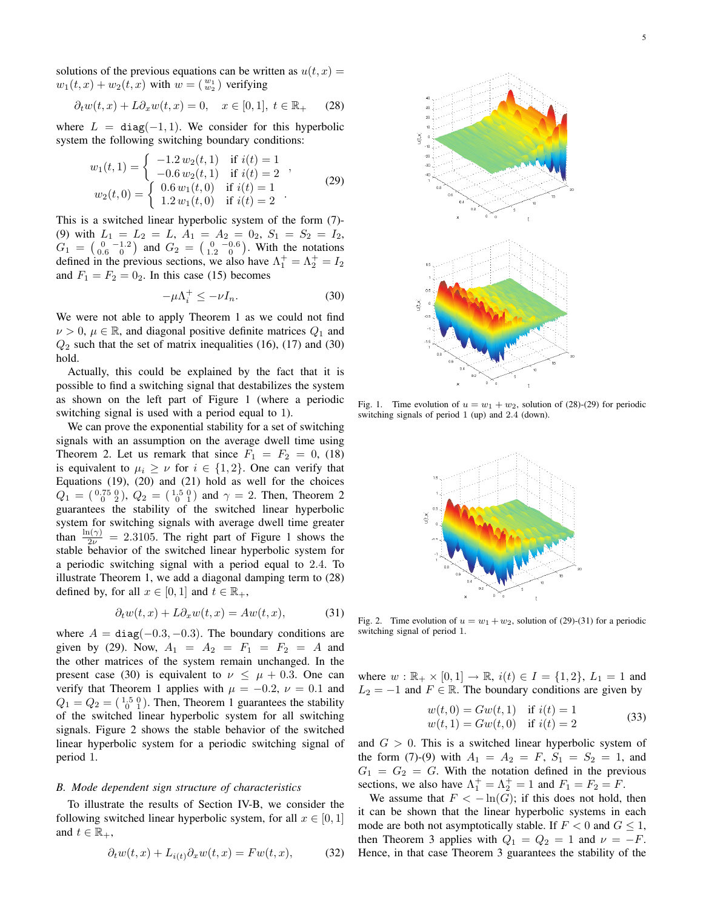solutions of the previous equations can be written as $u(t,x) = w_1(t,x) + w_2(t,x)$ with $w = \left(\begin{smallmatrix} w_1 \\ w_2 \end{smallmatrix}\right)$ verifying

$$\partial_t w(t,x) + L\partial_x w(t,x) = 0, \quad x \in [0,1],\ t \in \mathbb{R}_+ \tag{28}$$

where $L = \mathtt{diag}(-1,1)$. We consider for this hyperbolic system the following switching boundary conditions:

$$\begin{aligned} w_1(t,1) &= \begin{cases} -1.2\, w_2(t,1) & \text{if } i(t) = 1 \\ -0.6\, w_2(t,1) & \text{if } i(t) = 2 \end{cases}, \\ w_2(t,0) &= \begin{cases} 0.6\, w_1(t,0) & \text{if } i(t) = 1 \\ 1.2\, w_1(t,0) & \text{if } i(t) = 2 \end{cases}. \end{aligned} \tag{29}$$

This is a switched linear hyperbolic system of the form (7)-(9) with $L_1 = L_2 = L$, $A_1 = A_2 = 0_2$, $S_1 = S_2 = I_2$, $G_1 = \left(\begin{smallmatrix} 0 & -1.2 \\ 0.6 & 0 \end{smallmatrix}\right)$ and $G_2 = \left(\begin{smallmatrix} 0 & -0.6 \\ 1.2 & 0 \end{smallmatrix}\right)$. With the notations defined in the previous sections, we also have $\Lambda_1^+ = \Lambda_2^+ = I_2$ and $F_1 = F_2 = 0_2$. In this case (15) becomes

$$-\mu\Lambda_i^+ \leq -\nu I_n. \tag{30}$$

We were not able to apply Theorem 1 as we could not find $\nu > 0$, $\mu \in \mathbb{R}$, and diagonal positive definite matrices $Q_1$ and $Q_2$ such that the set of matrix inequalities (16), (17) and (30) hold.

Actually, this could be explained by the fact that it is possible to find a switching signal that destabilizes the system as shown on the left part of Figure 1 (where a periodic switching signal is used with a period equal to 1).

We can prove the exponential stability for a set of switching signals with an assumption on the average dwell time using Theorem 2. Let us remark that since $F_1 = F_2 = 0$, (18) is equivalent to $\mu_i \geq \nu$ for $i \in \{1,2\}$. One can verify that Equations (19), (20) and (21) hold as well for the choices $Q_1 = \left(\begin{smallmatrix} 0.75 & 0 \\ 0 & 2 \end{smallmatrix}\right)$, $Q_2 = \left(\begin{smallmatrix} 1.5 & 0 \\ 0 & 1 \end{smallmatrix}\right)$ and $\gamma = 2$. Then, Theorem 2 guarantees the stability of the switched linear hyperbolic system for switching signals with average dwell time greater than $\frac{\ln(\gamma)}{2\nu} = 2.3105$. The right part of Figure 1 shows the stable behavior of the switched linear hyperbolic system for a periodic switching signal with a period equal to 2.4. To illustrate Theorem 1, we add a diagonal damping term to (28) defined by, for all $x \in [0,1]$ and $t \in \mathbb{R}_+$,

$$\partial_t w(t,x) + L\partial_x w(t,x) = Aw(t,x), \tag{31}$$

where $A = \mathtt{diag}(-0.3,-0.3)$. The boundary conditions are given by (29). Now, $A_1 = A_2 = F_1 = F_2 = A$ and the other matrices of the system remain unchanged. In the present case (30) is equivalent to $\nu \leq \mu + 0.3$. One can verify that Theorem 1 applies with $\mu = -0.2$, $\nu = 0.1$ and $Q_1 = Q_2 = \left(\begin{smallmatrix} 1.5 & 0 \\ 0 & 1 \end{smallmatrix}\right)$. Then, Theorem 1 guarantees the stability of the switched linear hyperbolic system for all switching signals. Figure 2 shows the stable behavior of the switched linear hyperbolic system for a periodic switching signal of period 1.

### B. Mode dependent sign structure of characteristics

To illustrate the results of Section IV-B, we consider the following switched linear hyperbolic system, for all $x \in [0,1]$ and $t \in \mathbb{R}_+$,

$$\partial_t w(t,x) + L_{i(t)}\partial_x w(t,x) = Fw(t,x), \tag{32}$$

Fig. 1. Time evolution of $u = w_1 + w_2$, solution of (28)-(29) for periodic switching signals of period 1 (up) and 2.4 (down).

Fig. 2. Time evolution of $u = w_1 + w_2$, solution of (29)-(31) for a periodic switching signal of period 1.

where $w : \mathbb{R}_+ \times [0,1] \to \mathbb{R}$, $i(t) \in I = \{1,2\}$, $L_1 = 1$ and $L_2 = -1$ and $F \in \mathbb{R}$. The boundary conditions are given by

$$\begin{aligned} w(t,0) &= Gw(t,1) \quad \text{if } i(t) = 1 \\ w(t,1) &= Gw(t,0) \quad \text{if } i(t) = 2 \end{aligned} \tag{33}$$

and $G > 0$. This is a switched linear hyperbolic system of the form (7)-(9) with $A_1 = A_2 = F$, $S_1 = S_2 = 1$, and $G_1 = G_2 = G$. With the notation defined in the previous sections, we also have $\Lambda_1^+ = \Lambda_2^+ = 1$ and $F_1 = F_2 = F$.

We assume that $F < -\ln(G)$; if this does not hold, then it can be shown that the linear hyperbolic systems in each mode are both not asymptotically stable. If $F < 0$ and $G \leq 1$, then Theorem 3 applies with $Q_1 = Q_2 = 1$ and $\nu = -F$. Hence, in that case Theorem 3 guarantees the stability of the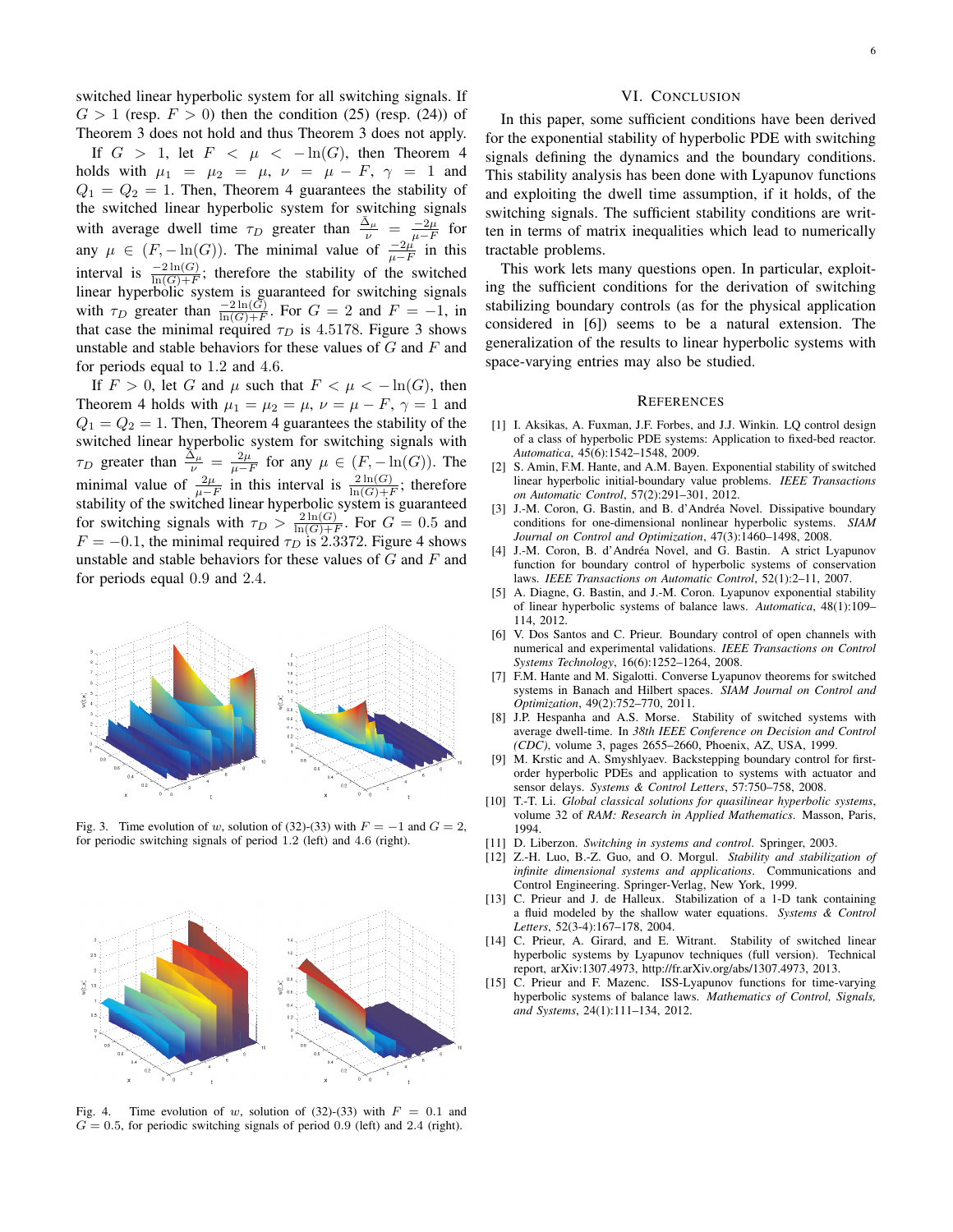switched linear hyperbolic system for all switching signals. If $G > 1$ (resp. $F > 0$) then the condition (25) (resp. (24)) of Theorem 3 does not hold and thus Theorem 3 does not apply.

If $G > 1$, let $F < \mu < -\ln(G)$, then Theorem 4 holds with $\mu_1 = \mu_2 = \mu$, $\nu = \mu - F$, $\gamma = 1$ and $Q_1 = Q_2 = 1$. Then, Theorem 4 guarantees the stability of the switched linear hyperbolic system for switching signals with average dwell time $\tau_D$ greater than $\frac{\Delta_\mu}{\nu} = \frac{-2\mu}{\mu - F}$ for any $\mu \in (F, -\ln(G))$. The minimal value of $\frac{-2\mu}{\mu-F}$ in this interval is $\frac{-2\ln(G)}{\ln(G)+F}$; therefore the stability of the switched linear hyperbolic system is guaranteed for switching signals with $\tau_D$ greater than $\frac{-2\ln(G)}{\ln(G)+F}$. For $G = 2$ and $F = -1$, in that case the minimal required $\tau_D$ is 4.5178. Figure 3 shows unstable and stable behaviors for these values of $G$ and $F$ and for periods equal to 1.2 and 4.6.

If $F > 0$, let $G$ and $\mu$ such that $F < \mu < -\ln(G)$, then Theorem 4 holds with $\mu_1 = \mu_2 = \mu$, $\nu = \mu - F$, $\gamma = 1$ and $Q_1 = Q_2 = 1$. Then, Theorem 4 guarantees the stability of the switched linear hyperbolic system for switching signals with $\tau_D$ greater than $\frac{\Delta_\mu}{\nu} = \frac{2\mu}{\mu - F}$ for any $\mu \in (F, -\ln(G))$. The minimal value of $\frac{2\mu}{\mu - F}$ in this interval is $\frac{2\ln(G)}{\ln(G)+F}$; therefore stability of the switched linear hyperbolic system is guaranteed for switching signals with $\tau_D > \frac{2\ln(G)}{\ln(G)+F}$. For $G = 0.5$ and $F = -0.1$, the minimal required $\tau_D$ is 2.3372. Figure 4 shows unstable and stable behaviors for these values of $G$ and $F$ and for periods equal 0.9 and 2.4.

Fig. 3. Time evolution of $w$, solution of (32)-(33) with $F = -1$ and $G = 2$, for periodic switching signals of period 1.2 (left) and 4.6 (right).

Fig. 4. Time evolution of $w$, solution of (32)-(33) with $F = 0.1$ and $G = 0.5$, for periodic switching signals of period 0.9 (left) and 2.4 (right).

## VI. Conclusion

In this paper, some sufficient conditions have been derived for the exponential stability of hyperbolic PDE with switching signals defining the dynamics and the boundary conditions. This stability analysis has been done with Lyapunov functions and exploiting the dwell time assumption, if it holds, of the switching signals. The sufficient stability conditions are written in terms of matrix inequalities which lead to numerically tractable problems.

This work lets many questions open. In particular, exploiting the sufficient conditions for the derivation of switching stabilizing boundary controls (as for the physical application considered in [6]) seems to be a natural extension. The generalization of the results to linear hyperbolic systems with space-varying entries may also be studied.

## References

[1] I. Aksikas, A. Fuxman, J.F. Forbes, and J.J. Winkin. LQ control design of a class of hyperbolic PDE systems: Application to fixed-bed reactor. *Automatica*, 45(6):1542–1548, 2009.

[2] S. Amin, F.M. Hante, and A.M. Bayen. Exponential stability of switched linear hyperbolic initial-boundary value problems. *IEEE Transactions on Automatic Control*, 57(2):291–301, 2012.

[3] J.-M. Coron, G. Bastin, and B. d'Andréa Novel. Dissipative boundary conditions for one-dimensional nonlinear hyperbolic systems. *SIAM Journal on Control and Optimization*, 47(3):1460–1498, 2008.

[4] J.-M. Coron, B. d'Andréa Novel, and G. Bastin. A strict Lyapunov function for boundary control of hyperbolic systems of conservation laws. *IEEE Transactions on Automatic Control*, 52(1):2–11, 2007.

[5] A. Diagne, G. Bastin, and J.-M. Coron. Lyapunov exponential stability of linear hyperbolic systems of balance laws. *Automatica*, 48(1):109–114, 2012.

[6] V. Dos Santos and C. Prieur. Boundary control of open channels with numerical and experimental validations. *IEEE Transactions on Control Systems Technology*, 16(6):1252–1264, 2008.

[7] F.M. Hante and M. Sigalotti. Converse Lyapunov theorems for switched systems in Banach and Hilbert spaces. *SIAM Journal on Control and Optimization*, 49(2):752–770, 2011.

[8] J.P. Hespanha and A.S. Morse. Stability of switched systems with average dwell-time. In *38th IEEE Conference on Decision and Control (CDC)*, volume 3, pages 2655–2660, Phoenix, AZ, USA, 1999.

[9] M. Krstic and A. Smyshlyaev. Backstepping boundary control for first-order hyperbolic PDEs and application to systems with actuator and sensor delays. *Systems & Control Letters*, 57:750–758, 2008.

[10] T.-T. Li. *Global classical solutions for quasilinear hyperbolic systems*, volume 32 of *RAM: Research in Applied Mathematics*. Masson, Paris, 1994.

[11] D. Liberzon. *Switching in systems and control*. Springer, 2003.

[12] Z.-H. Luo, B.-Z. Guo, and O. Morgul. *Stability and stabilization of infinite dimensional systems and applications*. Communications and Control Engineering. Springer-Verlag, New York, 1999.

[13] C. Prieur and J. de Halleux. Stabilization of a 1-D tank containing a fluid modeled by the shallow water equations. *Systems & Control Letters*, 52(3-4):167–178, 2004.

[14] C. Prieur, A. Girard, and E. Witrant. Stability of switched linear hyperbolic systems by Lyapunov techniques (full version). Technical report, arXiv:1307.4973, http://fr.arXiv.org/abs/1307.4973, 2013.

[15] C. Prieur and F. Mazenc. ISS-Lyapunov functions for time-varying hyperbolic systems of balance laws. *Mathematics of Control, Signals, and Systems*, 24(1):111–134, 2012.